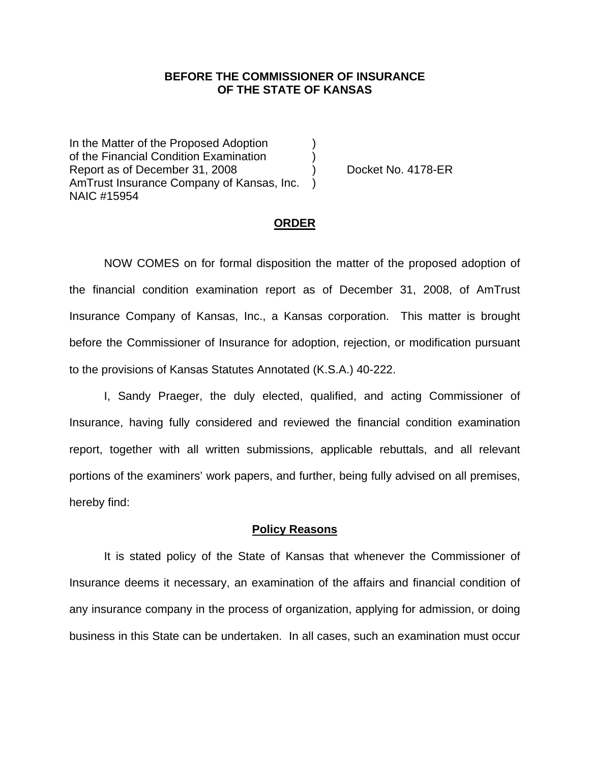**BEFORE THE COMMISSIONER OF INSURANCE**
**OF THE STATE OF KANSAS**

In the Matter of the Proposed Adoption )
of the Financial Condition Examination )
Report as of December 31, 2008 ) Docket No. 4178-ER
AmTrust Insurance Company of Kansas, Inc. )
NAIC #15954

## ORDER

NOW COMES on for formal disposition the matter of the proposed adoption of the financial condition examination report as of December 31, 2008, of AmTrust Insurance Company of Kansas, Inc., a Kansas corporation. This matter is brought before the Commissioner of Insurance for adoption, rejection, or modification pursuant to the provisions of Kansas Statutes Annotated (K.S.A.) 40-222.

I, Sandy Praeger, the duly elected, qualified, and acting Commissioner of Insurance, having fully considered and reviewed the financial condition examination report, together with all written submissions, applicable rebuttals, and all relevant portions of the examiners' work papers, and further, being fully advised on all premises, hereby find:

### Policy Reasons

It is stated policy of the State of Kansas that whenever the Commissioner of Insurance deems it necessary, an examination of the affairs and financial condition of any insurance company in the process of organization, applying for admission, or doing business in this State can be undertaken. In all cases, such an examination must occur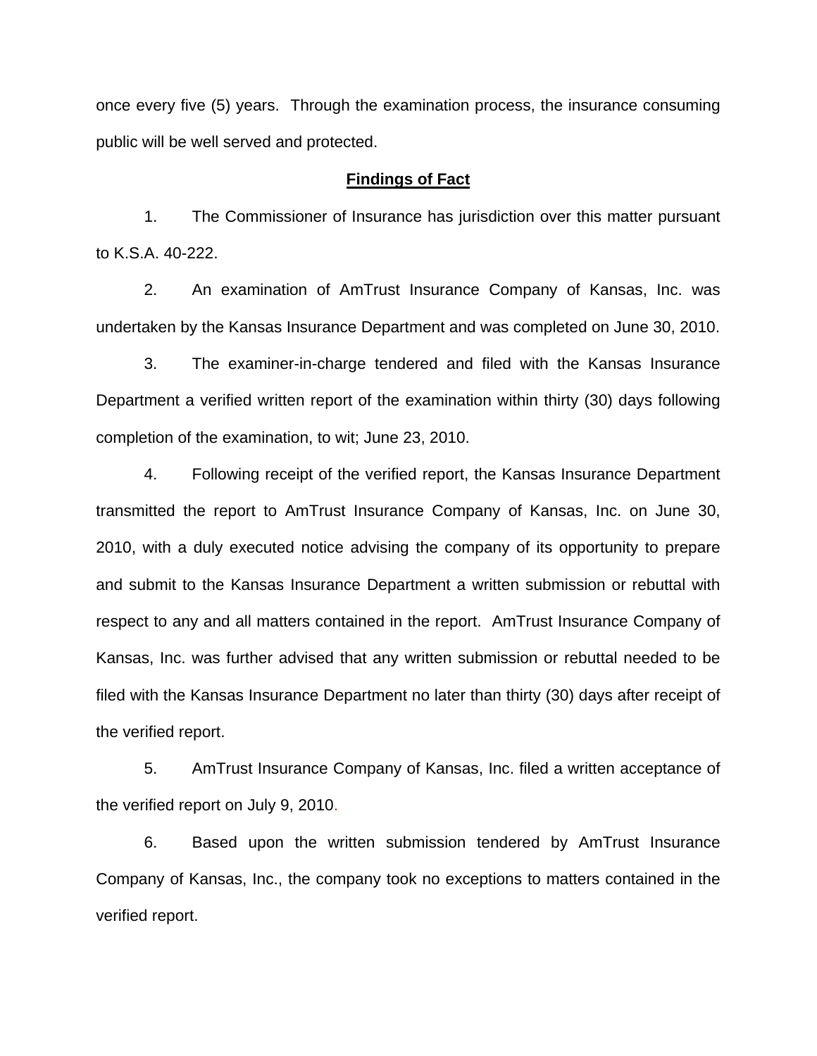once every five (5) years. Through the examination process, the insurance consuming public will be well served and protected.

## Findings of Fact

1. The Commissioner of Insurance has jurisdiction over this matter pursuant to K.S.A. 40-222.

2. An examination of AmTrust Insurance Company of Kansas, Inc. was undertaken by the Kansas Insurance Department and was completed on June 30, 2010.

3. The examiner-in-charge tendered and filed with the Kansas Insurance Department a verified written report of the examination within thirty (30) days following completion of the examination, to wit; June 23, 2010.

4. Following receipt of the verified report, the Kansas Insurance Department transmitted the report to AmTrust Insurance Company of Kansas, Inc. on June 30, 2010, with a duly executed notice advising the company of its opportunity to prepare and submit to the Kansas Insurance Department a written submission or rebuttal with respect to any and all matters contained in the report. AmTrust Insurance Company of Kansas, Inc. was further advised that any written submission or rebuttal needed to be filed with the Kansas Insurance Department no later than thirty (30) days after receipt of the verified report.

5. AmTrust Insurance Company of Kansas, Inc. filed a written acceptance of the verified report on July 9, 2010.

6. Based upon the written submission tendered by AmTrust Insurance Company of Kansas, Inc., the company took no exceptions to matters contained in the verified report.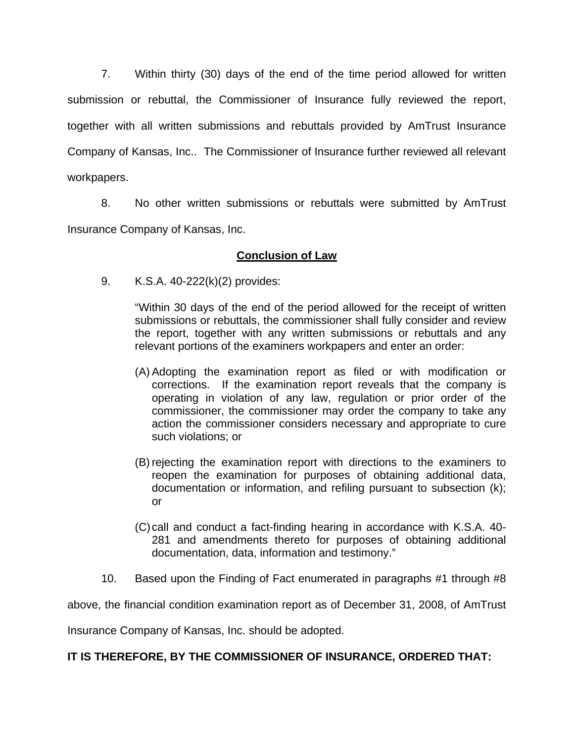7. Within thirty (30) days of the end of the time period allowed for written submission or rebuttal, the Commissioner of Insurance fully reviewed the report, together with all written submissions and rebuttals provided by AmTrust Insurance Company of Kansas, Inc.. The Commissioner of Insurance further reviewed all relevant workpapers.

8. No other written submissions or rebuttals were submitted by AmTrust Insurance Company of Kansas, Inc.

**Conclusion of Law**

9. K.S.A. 40-222(k)(2) provides:

> "Within 30 days of the end of the period allowed for the receipt of written submissions or rebuttals, the commissioner shall fully consider and review the report, together with any written submissions or rebuttals and any relevant portions of the examiners workpapers and enter an order:
>
> (A) Adopting the examination report as filed or with modification or corrections. If the examination report reveals that the company is operating in violation of any law, regulation or prior order of the commissioner, the commissioner may order the company to take any action the commissioner considers necessary and appropriate to cure such violations; or
>
> (B) rejecting the examination report with directions to the examiners to reopen the examination for purposes of obtaining additional data, documentation or information, and refiling pursuant to subsection (k); or
>
> (C) call and conduct a fact-finding hearing in accordance with K.S.A. 40-281 and amendments thereto for purposes of obtaining additional documentation, data, information and testimony."

10. Based upon the Finding of Fact enumerated in paragraphs #1 through #8 above, the financial condition examination report as of December 31, 2008, of AmTrust Insurance Company of Kansas, Inc. should be adopted.

**IT IS THEREFORE, BY THE COMMISSIONER OF INSURANCE, ORDERED THAT:**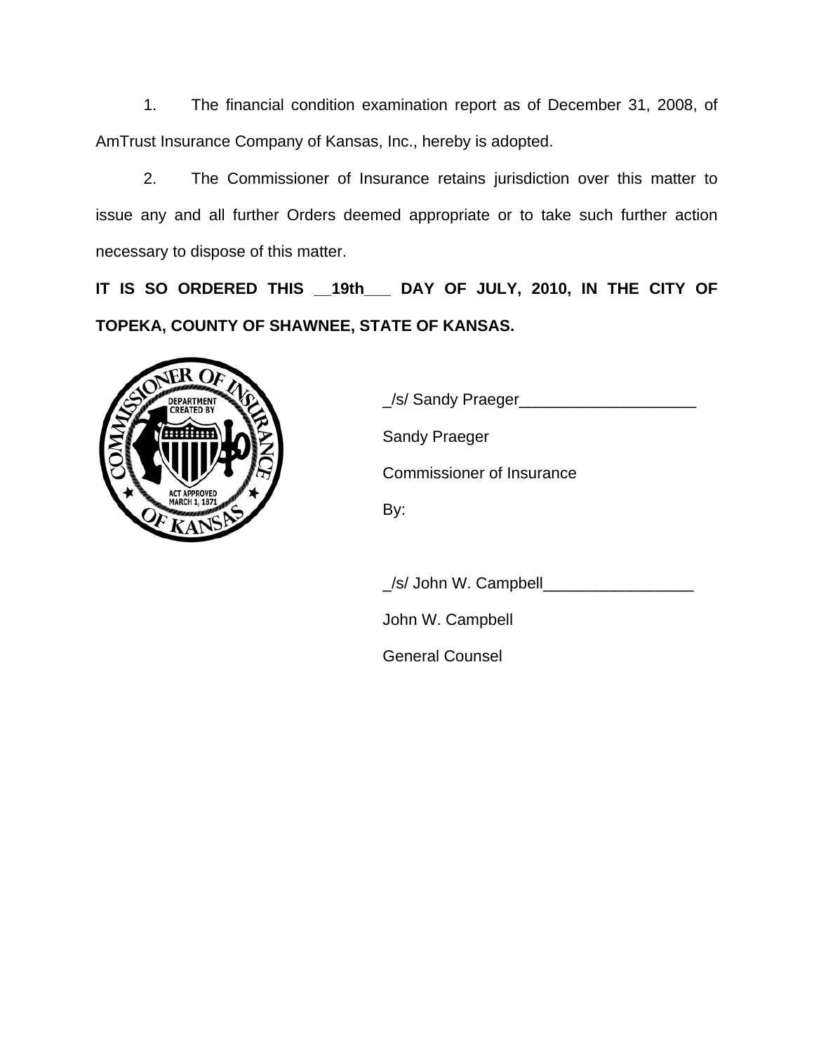1. The financial condition examination report as of December 31, 2008, of AmTrust Insurance Company of Kansas, Inc., hereby is adopted.

2. The Commissioner of Insurance retains jurisdiction over this matter to issue any and all further Orders deemed appropriate or to take such further action necessary to dispose of this matter.

**IT IS SO ORDERED THIS __19th___ DAY OF JULY, 2010, IN THE CITY OF TOPEKA, COUNTY OF SHAWNEE, STATE OF KANSAS.**

_/s/ Sandy Praeger____________________

Sandy Praeger

Commissioner of Insurance

By:

_/s/ John W. Campbell_________________

John W. Campbell

General Counsel